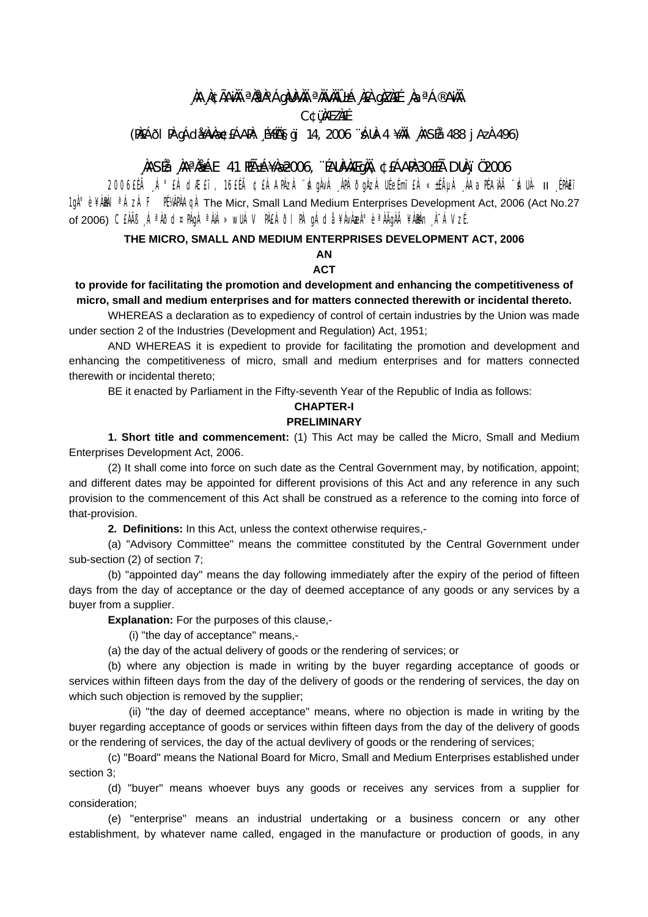# ¸ÀA¸À¢ÃAiÀÄ ªÀåªÀºÁgÀUÀ¼ÀÄ ªÀÄvÀÄÛ ±Á¸À£À gÀZÀ£É ¸ÀaªÁ®AiÀÄ

C¢ü¸ÀÆZÀ£É

(PÀ£ÁðlPÀ gÁdå¥ÀvÀæ ¢£ÁAPÀ: ¸É¥ÉÖA§gï 14, 2006 ¨sÁUÀ-4 ¥ÀÄl ¸ÀASÉå 488 jAzÀ 496)

## ¸ÀASÉå: ¸ÀAªÀå±ÁE 41 PÉÃAzÀæ¸À 2006, ¨ÉAUÀ¼ÀÆgÀÄ, ¢£ÁAPÀ:30£Éà DUÀ¸ïÖ 2006

2006£ÉÃ ¸Á°£À dÆ£ï 16£ÉÃ ¢£ÁAPÀzÀ ¨sÁgÀvÀ ¸ÀPÁðgÀzÀ UÉeÉmï£À «±ÉõÀ ¸ÀAaPÉAiÀÄ ¨sÁUÀ- II ¸ÉPÀë£ï 1gÀ°è ¥ÀæPÀlªÁzÀ F PɼÀPÀAqÀ The Micr, Small Land Medium Enterprises Development Act, 2006 (Act No.27 of 2006) C£ÀÄß ¸ÁªÀðd¤PÀgÀ ªÀiÁ»wUÁV PÀ£ÁðlPÀ gÁdå¥ÀvÀæzÀ°è ªÀÄgÀÄ ¥ÀæPÀn¸À¯ÁVzÉ.

**THE MICRO, SMALL AND MEDIUM ENTERPRISES DEVELOPMENT ACT, 2006**

**AN**

**ACT**

**to provide for facilitating the promotion and development and enhancing the competitiveness of micro, small and medium enterprises and for matters connected therewith or incidental thereto.**

WHEREAS a declaration as to expediency of control of certain industries by the Union was made under section 2 of the Industries (Development and Regulation) Act, 1951;

AND WHEREAS it is expedient to provide for facilitating the promotion and development and enhancing the competitiveness of micro, small and medium enterprises and for matters connected therewith or incidental thereto;

BE it enacted by Parliament in the Fifty-seventh Year of the Republic of India as follows:

## CHAPTER-I

## PRELIMINARY

**1. Short title and commencement:** (1) This Act may be called the Micro, Small and Medium Enterprises Development Act, 2006.

(2) It shall come into force on such date as the Central Government may, by notification, appoint; and different dates may be appointed for different provisions of this Act and any reference in any such provision to the commencement of this Act shall be construed as a reference to the coming into force of that-provision.

**2. Definitions:** In this Act, unless the context otherwise requires,-

(a) "Advisory Committee" means the committee constituted by the Central Government under sub-section (2) of section 7;

(b) "appointed day" means the day following immediately after the expiry of the period of fifteen days from the day of acceptance or the day of deemed acceptance of any goods or any services by a buyer from a supplier.

**Explanation:** For the purposes of this clause,-

(i) "the day of acceptance" means,-

(a) the day of the actual delivery of goods or the rendering of services; or

(b) where any objection is made in writing by the buyer regarding acceptance of goods or services within fifteen days from the day of the delivery of goods or the rendering of services, the day on which such objection is removed by the supplier;

(ii) "the day of deemed acceptance" means, where no objection is made in writing by the buyer regarding acceptance of goods or services within fifteen days from the day of the delivery of goods or the rendering of services, the day of the actual devlivery of goods or the rendering of services;

(c) "Board" means the National Board for Micro, Small and Medium Enterprises established under section 3;

(d) "buyer" means whoever buys any goods or receives any services from a supplier for consideration;

(e) "enterprise" means an industrial undertaking or a business concern or any other establishment, by whatever name called, engaged in the manufacture or production of goods, in any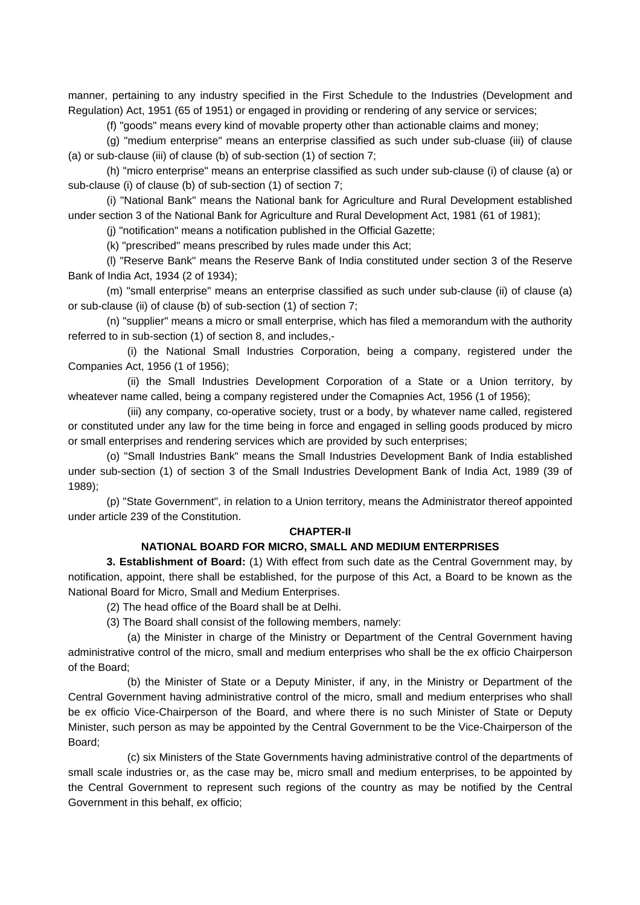manner, pertaining to any industry specified in the First Schedule to the Industries (Development and Regulation) Act, 1951 (65 of 1951) or engaged in providing or rendering of any service or services;

(f) "goods" means every kind of movable property other than actionable claims and money;

(g) "medium enterprise" means an enterprise classified as such under sub-cluase (iii) of clause (a) or sub-clause (iii) of clause (b) of sub-section (1) of section 7;

(h) "micro enterprise" means an enterprise classified as such under sub-clause (i) of clause (a) or sub-clause (i) of clause (b) of sub-section (1) of section 7;

(i) "National Bank" means the National bank for Agriculture and Rural Development established under section 3 of the National Bank for Agriculture and Rural Development Act, 1981 (61 of 1981);

(j) "notification" means a notification published in the Official Gazette;

(k) "prescribed" means prescribed by rules made under this Act;

(l) "Reserve Bank" means the Reserve Bank of India constituted under section 3 of the Reserve Bank of India Act, 1934 (2 of 1934);

(m) "small enterprise" means an enterprise classified as such under sub-clause (ii) of clause (a) or sub-clause (ii) of clause (b) of sub-section (1) of section 7;

(n) "supplier" means a micro or small enterprise, which has filed a memorandum with the authority referred to in sub-section (1) of section 8, and includes,-

(i) the National Small Industries Corporation, being a company, registered under the Companies Act, 1956 (1 of 1956);

(ii) the Small Industries Development Corporation of a State or a Union territory, by wheatever name called, being a company registered under the Comapnies Act, 1956 (1 of 1956);

(iii) any company, co-operative society, trust or a body, by whatever name called, registered or constituted under any law for the time being in force and engaged in selling goods produced by micro or small enterprises and rendering services which are provided by such enterprises;

(o) "Small Industries Bank" means the Small Industries Development Bank of India established under sub-section (1) of section 3 of the Small Industries Development Bank of India Act, 1989 (39 of 1989);

(p) "State Government", in relation to a Union territory, means the Administrator thereof appointed under article 239 of the Constitution.

## CHAPTER-II

## NATIONAL BOARD FOR MICRO, SMALL AND MEDIUM ENTERPRISES

**3. Establishment of Board:** (1) With effect from such date as the Central Government may, by notification, appoint, there shall be established, for the purpose of this Act, a Board to be known as the National Board for Micro, Small and Medium Enterprises.

(2) The head office of the Board shall be at Delhi.

(3) The Board shall consist of the following members, namely:

(a) the Minister in charge of the Ministry or Department of the Central Government having administrative control of the micro, small and medium enterprises who shall be the ex officio Chairperson of the Board;

(b) the Minister of State or a Deputy Minister, if any, in the Ministry or Department of the Central Government having administrative control of the micro, small and medium enterprises who shall be ex officio Vice-Chairperson of the Board, and where there is no such Minister of State or Deputy Minister, such person as may be appointed by the Central Government to be the Vice-Chairperson of the Board;

(c) six Ministers of the State Governments having administrative control of the departments of small scale industries or, as the case may be, micro small and medium enterprises, to be appointed by the Central Government to represent such regions of the country as may be notified by the Central Government in this behalf, ex officio;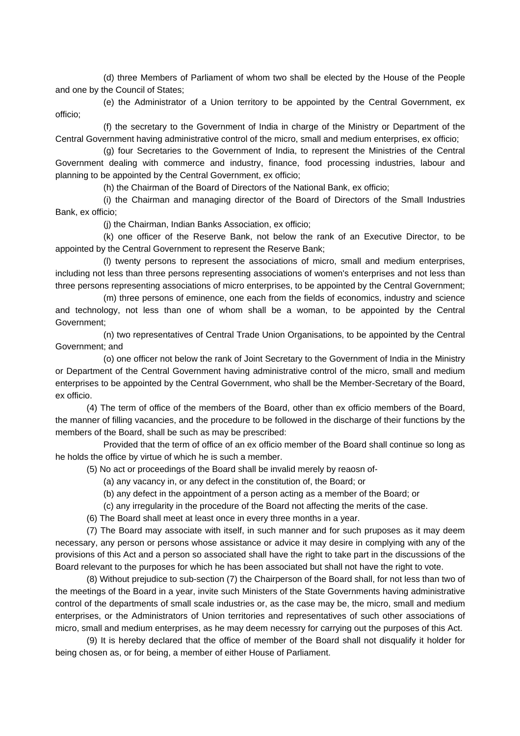(d) three Members of Parliament of whom two shall be elected by the House of the People and one by the Council of States;

(e) the Administrator of a Union territory to be appointed by the Central Government, ex officio;

(f) the secretary to the Government of India in charge of the Ministry or Department of the Central Government having administrative control of the micro, small and medium enterprises, ex officio;

(g) four Secretaries to the Government of India, to represent the Ministries of the Central Government dealing with commerce and industry, finance, food processing industries, labour and planning to be appointed by the Central Government, ex officio;

(h) the Chairman of the Board of Directors of the National Bank, ex officio;

(i) the Chairman and managing director of the Board of Directors of the Small Industries Bank, ex officio;

(j) the Chairman, Indian Banks Association, ex officio;

(k) one officer of the Reserve Bank, not below the rank of an Executive Director, to be appointed by the Central Government to represent the Reserve Bank;

(l) twenty persons to represent the associations of micro, small and medium enterprises, including not less than three persons representing associations of women's enterprises and not less than three persons representing associations of micro enterprises, to be appointed by the Central Government;

(m) three persons of eminence, one each from the fields of economics, industry and science and technology, not less than one of whom shall be a woman, to be appointed by the Central Government;

(n) two representatives of Central Trade Union Organisations, to be appointed by the Central Government; and

(o) one officer not below the rank of Joint Secretary to the Government of India in the Ministry or Department of the Central Government having administrative control of the micro, small and medium enterprises to be appointed by the Central Government, who shall be the Member-Secretary of the Board, ex officio.

(4) The term of office of the members of the Board, other than ex officio members of the Board, the manner of filling vacancies, and the procedure to be followed in the discharge of their functions by the members of the Board, shall be such as may be prescribed:

Provided that the term of office of an ex officio member of the Board shall continue so long as he holds the office by virtue of which he is such a member.

(5) No act or proceedings of the Board shall be invalid merely by reaosn of-

(a) any vacancy in, or any defect in the constitution of, the Board; or

(b) any defect in the appointment of a person acting as a member of the Board; or

(c) any irregularity in the procedure of the Board not affecting the merits of the case.

(6) The Board shall meet at least once in every three months in a year.

(7) The Board may associate with itself, in such manner and for such pruposes as it may deem necessary, any person or persons whose assistance or advice it may desire in complying with any of the provisions of this Act and a person so associated shall have the right to take part in the discussions of the Board relevant to the purposes for which he has been associated but shall not have the right to vote.

(8) Without prejudice to sub-section (7) the Chairperson of the Board shall, for not less than two of the meetings of the Board in a year, invite such Ministers of the State Governments having administrative control of the departments of small scale industries or, as the case may be, the micro, small and medium enterprises, or the Administrators of Union territories and representatives of such other associations of micro, small and medium enterprises, as he may deem necessry for carrying out the purposes of this Act.

(9) It is hereby declared that the office of member of the Board shall not disqualify it holder for being chosen as, or for being, a member of either House of Parliament.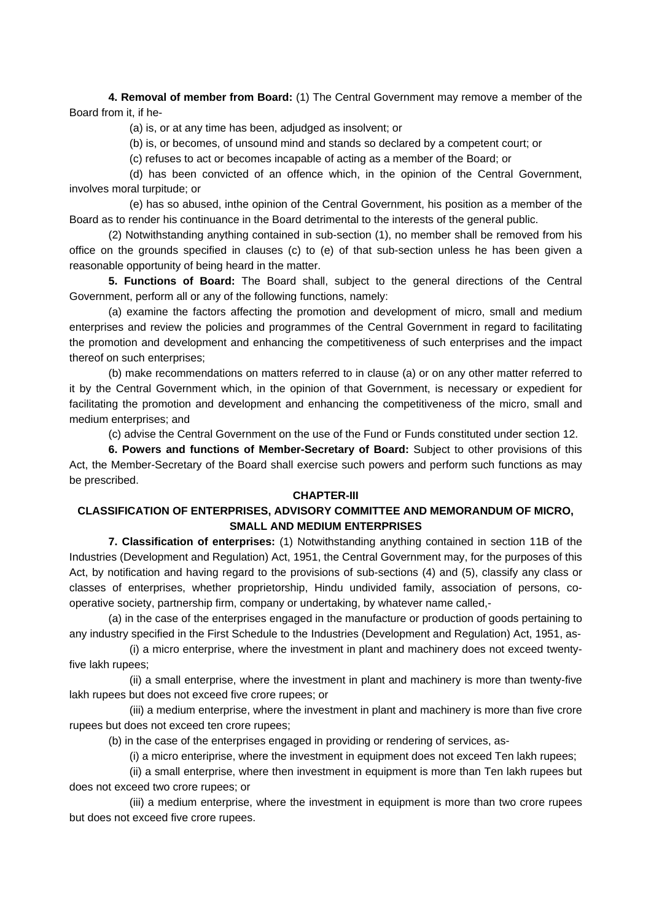**4. Removal of member from Board:** (1) The Central Government may remove a member of the Board from it, if he-

(a) is, or at any time has been, adjudged as insolvent; or

(b) is, or becomes, of unsound mind and stands so declared by a competent court; or

(c) refuses to act or becomes incapable of acting as a member of the Board; or

(d) has been convicted of an offence which, in the opinion of the Central Government, involves moral turpitude; or

(e) has so abused, inthe opinion of the Central Government, his position as a member of the Board as to render his continuance in the Board detrimental to the interests of the general public.

(2) Notwithstanding anything contained in sub-section (1), no member shall be removed from his office on the grounds specified in clauses (c) to (e) of that sub-section unless he has been given a reasonable opportunity of being heard in the matter.

**5. Functions of Board:** The Board shall, subject to the general directions of the Central Government, perform all or any of the following functions, namely:

(a) examine the factors affecting the promotion and development of micro, small and medium enterprises and review the policies and programmes of the Central Government in regard to facilitating the promotion and development and enhancing the competitiveness of such enterprises and the impact thereof on such enterprises;

(b) make recommendations on matters referred to in clause (a) or on any other matter referred to it by the Central Government which, in the opinion of that Government, is necessary or expedient for facilitating the promotion and development and enhancing the competitiveness of the micro, small and medium enterprises; and

(c) advise the Central Government on the use of the Fund or Funds constituted under section 12.

**6. Powers and functions of Member-Secretary of Board:** Subject to other provisions of this Act, the Member-Secretary of the Board shall exercise such powers and perform such functions as may be prescribed.

## CHAPTER-III

## CLASSIFICATION OF ENTERPRISES, ADVISORY COMMITTEE AND MEMORANDUM OF MICRO, SMALL AND MEDIUM ENTERPRISES

**7. Classification of enterprises:** (1) Notwithstanding anything contained in section 11B of the Industries (Development and Regulation) Act, 1951, the Central Government may, for the purposes of this Act, by notification and having regard to the provisions of sub-sections (4) and (5), classify any class or classes of enterprises, whether proprietorship, Hindu undivided family, association of persons, co-operative society, partnership firm, company or undertaking, by whatever name called,-

(a) in the case of the enterprises engaged in the manufacture or production of goods pertaining to any industry specified in the First Schedule to the Industries (Development and Regulation) Act, 1951, as-

(i) a micro enterprise, where the investment in plant and machinery does not exceed twenty-five lakh rupees;

(ii) a small enterprise, where the investment in plant and machinery is more than twenty-five lakh rupees but does not exceed five crore rupees; or

(iii) a medium enterprise, where the investment in plant and machinery is more than five crore rupees but does not exceed ten crore rupees;

(b) in the case of the enterprises engaged in providing or rendering of services, as-

(i) a micro enteriprise, where the investment in equipment does not exceed Ten lakh rupees;

(ii) a small enterprise, where then investment in equipment is more than Ten lakh rupees but does not exceed two crore rupees; or

(iii) a medium enterprise, where the investment in equipment is more than two crore rupees but does not exceed five crore rupees.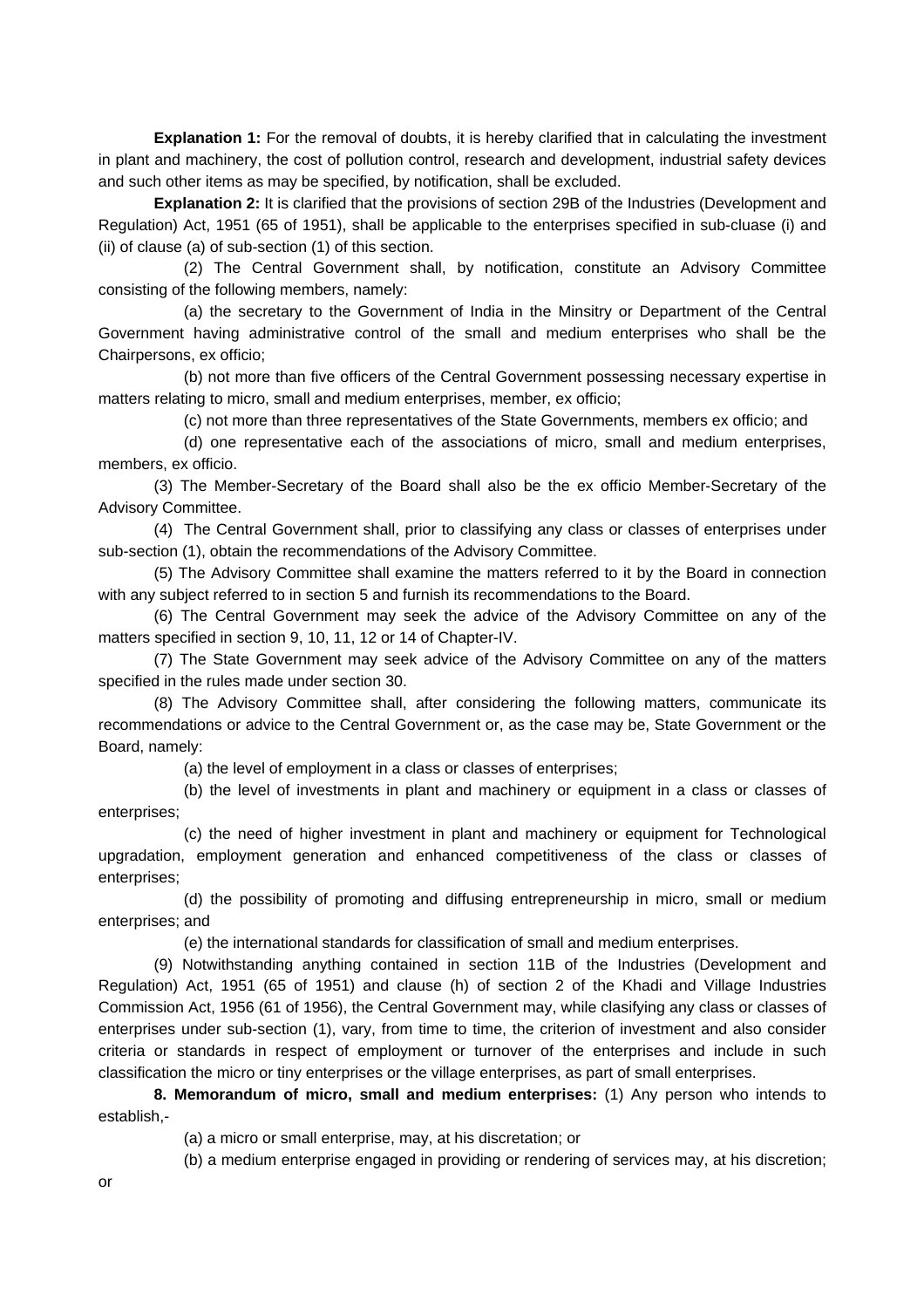**Explanation 1:** For the removal of doubts, it is hereby clarified that in calculating the investment in plant and machinery, the cost of pollution control, research and development, industrial safety devices and such other items as may be specified, by notification, shall be excluded.

**Explanation 2:** It is clarified that the provisions of section 29B of the Industries (Development and Regulation) Act, 1951 (65 of 1951), shall be applicable to the enterprises specified in sub-cluase (i) and (ii) of clause (a) of sub-section (1) of this section.

(2) The Central Government shall, by notification, constitute an Advisory Committee consisting of the following members, namely:

(a) the secretary to the Government of India in the Minsitry or Department of the Central Government having administrative control of the small and medium enterprises who shall be the Chairpersons, ex officio;

(b) not more than five officers of the Central Government possessing necessary expertise in matters relating to micro, small and medium enterprises, member, ex officio;

(c) not more than three representatives of the State Governments, members ex officio; and

(d) one representative each of the associations of micro, small and medium enterprises, members, ex officio.

(3) The Member-Secretary of the Board shall also be the ex officio Member-Secretary of the Advisory Committee.

(4) The Central Government shall, prior to classifying any class or classes of enterprises under sub-section (1), obtain the recommendations of the Advisory Committee.

(5) The Advisory Committee shall examine the matters referred to it by the Board in connection with any subject referred to in section 5 and furnish its recommendations to the Board.

(6) The Central Government may seek the advice of the Advisory Committee on any of the matters specified in section 9, 10, 11, 12 or 14 of Chapter-IV.

(7) The State Government may seek advice of the Advisory Committee on any of the matters specified in the rules made under section 30.

(8) The Advisory Committee shall, after considering the following matters, communicate its recommendations or advice to the Central Government or, as the case may be, State Government or the Board, namely:

(a) the level of employment in a class or classes of enterprises;

(b) the level of investments in plant and machinery or equipment in a class or classes of enterprises;

(c) the need of higher investment in plant and machinery or equipment for Technological upgradation, employment generation and enhanced competitiveness of the class or classes of enterprises;

(d) the possibility of promoting and diffusing entrepreneurship in micro, small or medium enterprises; and

(e) the international standards for classification of small and medium enterprises.

(9) Notwithstanding anything contained in section 11B of the Industries (Development and Regulation) Act, 1951 (65 of 1951) and clause (h) of section 2 of the Khadi and Village Industries Commission Act, 1956 (61 of 1956), the Central Government may, while clasifying any class or classes of enterprises under sub-section (1), vary, from time to time, the criterion of investment and also consider criteria or standards in respect of employment or turnover of the enterprises and include in such classification the micro or tiny enterprises or the village enterprises, as part of small enterprises.

**8. Memorandum of micro, small and medium enterprises:** (1) Any person who intends to establish,-

(a) a micro or small enterprise, may, at his discretation; or

(b) a medium enterprise engaged in providing or rendering of services may, at his discretion; or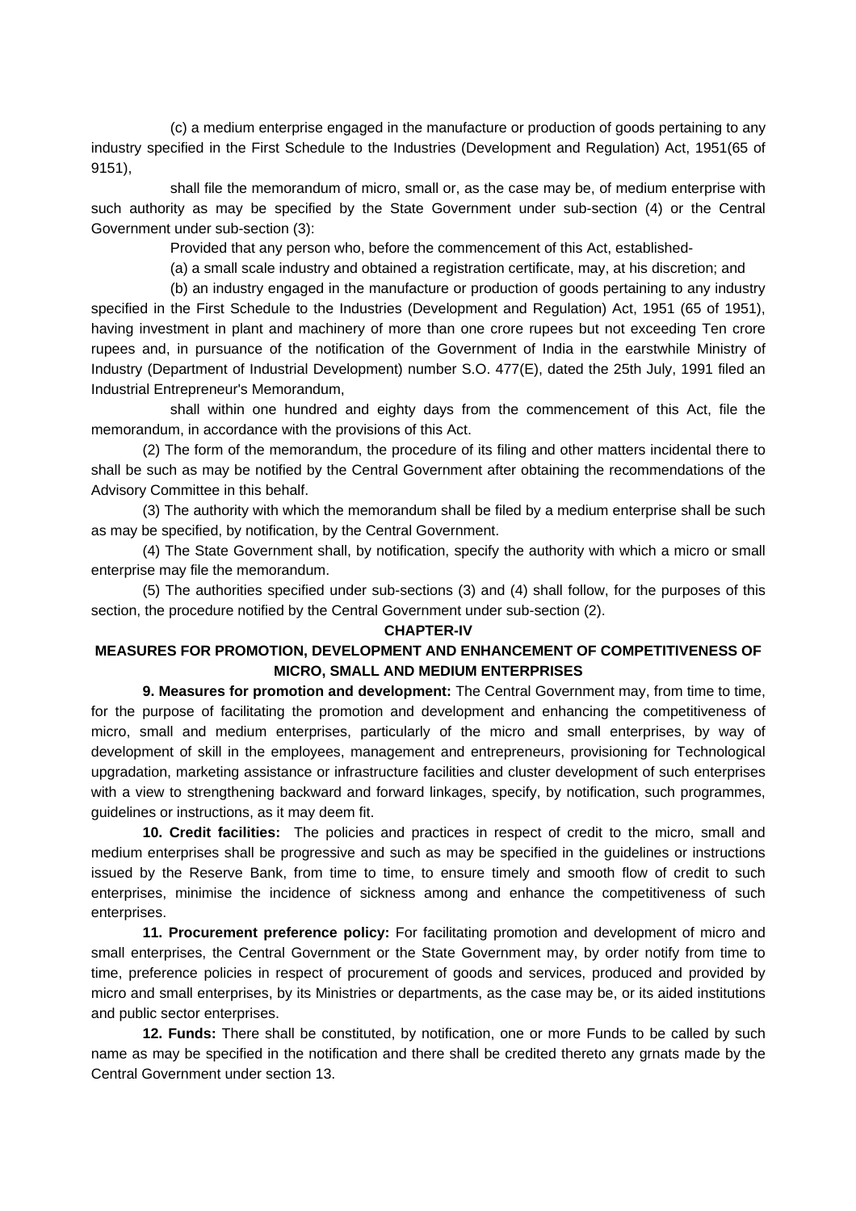(c) a medium enterprise engaged in the manufacture or production of goods pertaining to any industry specified in the First Schedule to the Industries (Development and Regulation) Act, 1951(65 of 9151),

shall file the memorandum of micro, small or, as the case may be, of medium enterprise with such authority as may be specified by the State Government under sub-section (4) or the Central Government under sub-section (3):

Provided that any person who, before the commencement of this Act, established-

(a) a small scale industry and obtained a registration certificate, may, at his discretion; and

(b) an industry engaged in the manufacture or production of goods pertaining to any industry specified in the First Schedule to the Industries (Development and Regulation) Act, 1951 (65 of 1951), having investment in plant and machinery of more than one crore rupees but not exceeding Ten crore rupees and, in pursuance of the notification of the Government of India in the earstwhile Ministry of Industry (Department of Industrial Development) number S.O. 477(E), dated the 25th July, 1991 filed an Industrial Entrepreneur's Memorandum,

shall within one hundred and eighty days from the commencement of this Act, file the memorandum, in accordance with the provisions of this Act.

(2) The form of the memorandum, the procedure of its filing and other matters incidental there to shall be such as may be notified by the Central Government after obtaining the recommendations of the Advisory Committee in this behalf.

(3) The authority with which the memorandum shall be filed by a medium enterprise shall be such as may be specified, by notification, by the Central Government.

(4) The State Government shall, by notification, specify the authority with which a micro or small enterprise may file the memorandum.

(5) The authorities specified under sub-sections (3) and (4) shall follow, for the purposes of this section, the procedure notified by the Central Government under sub-section (2).

## CHAPTER-IV

## MEASURES FOR PROMOTION, DEVELOPMENT AND ENHANCEMENT OF COMPETITIVENESS OF MICRO, SMALL AND MEDIUM ENTERPRISES

**9. Measures for promotion and development:** The Central Government may, from time to time, for the purpose of facilitating the promotion and development and enhancing the competitiveness of micro, small and medium enterprises, particularly of the micro and small enterprises, by way of development of skill in the employees, management and entrepreneurs, provisioning for Technological upgradation, marketing assistance or infrastructure facilities and cluster development of such enterprises with a view to strengthening backward and forward linkages, specify, by notification, such programmes, guidelines or instructions, as it may deem fit.

**10. Credit facilities:** The policies and practices in respect of credit to the micro, small and medium enterprises shall be progressive and such as may be specified in the guidelines or instructions issued by the Reserve Bank, from time to time, to ensure timely and smooth flow of credit to such enterprises, minimise the incidence of sickness among and enhance the competitiveness of such enterprises.

**11. Procurement preference policy:** For facilitating promotion and development of micro and small enterprises, the Central Government or the State Government may, by order notify from time to time, preference policies in respect of procurement of goods and services, produced and provided by micro and small enterprises, by its Ministries or departments, as the case may be, or its aided institutions and public sector enterprises.

**12. Funds:** There shall be constituted, by notification, one or more Funds to be called by such name as may be specified in the notification and there shall be credited thereto any grnats made by the Central Government under section 13.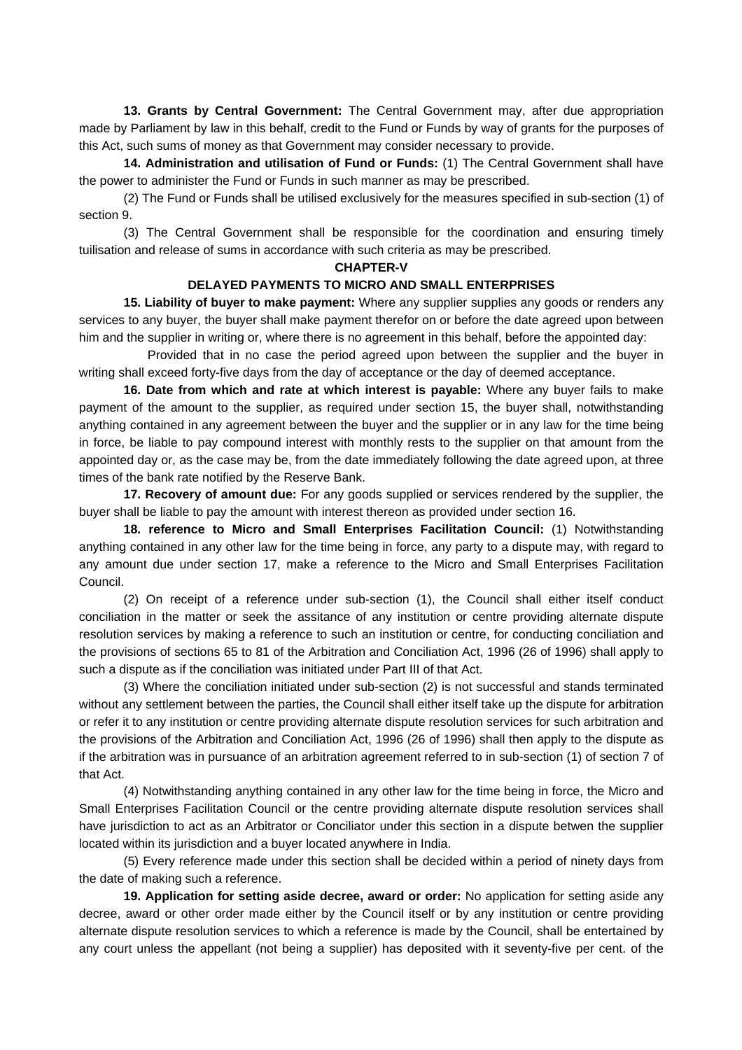**13. Grants by Central Government:** The Central Government may, after due appropriation made by Parliament by law in this behalf, credit to the Fund or Funds by way of grants for the purposes of this Act, such sums of money as that Government may consider necessary to provide.

**14. Administration and utilisation of Fund or Funds:** (1) The Central Government shall have the power to administer the Fund or Funds in such manner as may be prescribed.

(2) The Fund or Funds shall be utilised exclusively for the measures specified in sub-section (1) of section 9.

(3) The Central Government shall be responsible for the coordination and ensuring timely tuilisation and release of sums in accordance with such criteria as may be prescribed.

## CHAPTER-V

## DELAYED PAYMENTS TO MICRO AND SMALL ENTERPRISES

**15. Liability of buyer to make payment:** Where any supplier supplies any goods or renders any services to any buyer, the buyer shall make payment therefor on or before the date agreed upon between him and the supplier in writing or, where there is no agreement in this behalf, before the appointed day:

Provided that in no case the period agreed upon between the supplier and the buyer in writing shall exceed forty-five days from the day of acceptance or the day of deemed acceptance.

**16. Date from which and rate at which interest is payable:** Where any buyer fails to make payment of the amount to the supplier, as required under section 15, the buyer shall, notwithstanding anything contained in any agreement between the buyer and the supplier or in any law for the time being in force, be liable to pay compound interest with monthly rests to the supplier on that amount from the appointed day or, as the case may be, from the date immediately following the date agreed upon, at three times of the bank rate notified by the Reserve Bank.

**17. Recovery of amount due:** For any goods supplied or services rendered by the supplier, the buyer shall be liable to pay the amount with interest thereon as provided under section 16.

**18. reference to Micro and Small Enterprises Facilitation Council:** (1) Notwithstanding anything contained in any other law for the time being in force, any party to a dispute may, with regard to any amount due under section 17, make a reference to the Micro and Small Enterprises Facilitation Council.

(2) On receipt of a reference under sub-section (1), the Council shall either itself conduct conciliation in the matter or seek the assitance of any institution or centre providing alternate dispute resolution services by making a reference to such an institution or centre, for conducting conciliation and the provisions of sections 65 to 81 of the Arbitration and Conciliation Act, 1996 (26 of 1996) shall apply to such a dispute as if the conciliation was initiated under Part III of that Act.

(3) Where the conciliation initiated under sub-section (2) is not successful and stands terminated without any settlement between the parties, the Council shall either itself take up the dispute for arbitration or refer it to any institution or centre providing alternate dispute resolution services for such arbitration and the provisions of the Arbitration and Conciliation Act, 1996 (26 of 1996) shall then apply to the dispute as if the arbitration was in pursuance of an arbitration agreement referred to in sub-section (1) of section 7 of that Act.

(4) Notwithstanding anything contained in any other law for the time being in force, the Micro and Small Enterprises Facilitation Council or the centre providing alternate dispute resolution services shall have jurisdiction to act as an Arbitrator or Conciliator under this section in a dispute betwen the supplier located within its jurisdiction and a buyer located anywhere in India.

(5) Every reference made under this section shall be decided within a period of ninety days from the date of making such a reference.

**19. Application for setting aside decree, award or order:** No application for setting aside any decree, award or other order made either by the Council itself or by any institution or centre providing alternate dispute resolution services to which a reference is made by the Council, shall be entertained by any court unless the appellant (not being a supplier) has deposited with it seventy-five per cent. of the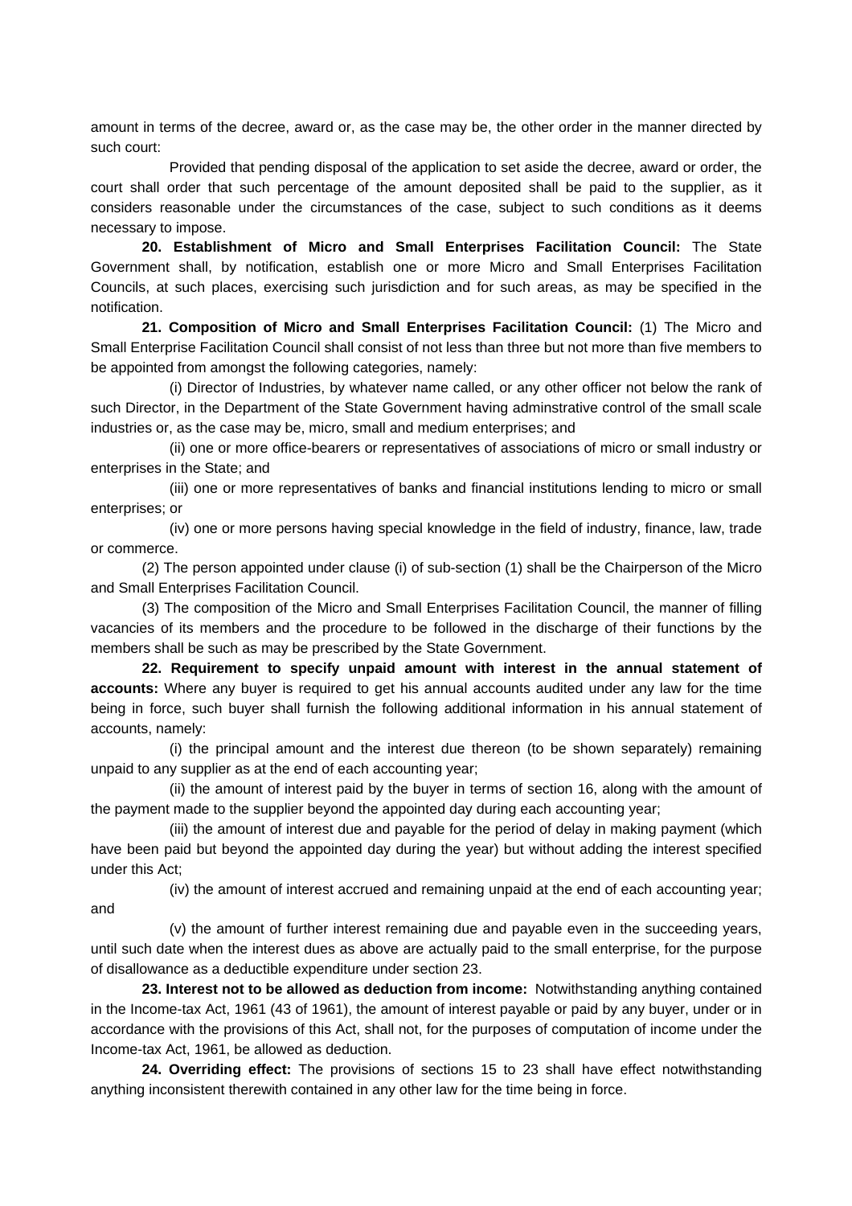amount in terms of the decree, award or, as the case may be, the other order in the manner directed by such court:

Provided that pending disposal of the application to set aside the decree, award or order, the court shall order that such percentage of the amount deposited shall be paid to the supplier, as it considers reasonable under the circumstances of the case, subject to such conditions as it deems necessary to impose.

**20. Establishment of Micro and Small Enterprises Facilitation Council:** The State Government shall, by notification, establish one or more Micro and Small Enterprises Facilitation Councils, at such places, exercising such jurisdiction and for such areas, as may be specified in the notification.

**21. Composition of Micro and Small Enterprises Facilitation Council:** (1) The Micro and Small Enterprise Facilitation Council shall consist of not less than three but not more than five members to be appointed from amongst the following categories, namely:

(i) Director of Industries, by whatever name called, or any other officer not below the rank of such Director, in the Department of the State Government having adminstrative control of the small scale industries or, as the case may be, micro, small and medium enterprises; and

(ii) one or more office-bearers or representatives of associations of micro or small industry or enterprises in the State; and

(iii) one or more representatives of banks and financial institutions lending to micro or small enterprises; or

(iv) one or more persons having special knowledge in the field of industry, finance, law, trade or commerce.

(2) The person appointed under clause (i) of sub-section (1) shall be the Chairperson of the Micro and Small Enterprises Facilitation Council.

(3) The composition of the Micro and Small Enterprises Facilitation Council, the manner of filling vacancies of its members and the procedure to be followed in the discharge of their functions by the members shall be such as may be prescribed by the State Government.

**22. Requirement to specify unpaid amount with interest in the annual statement of accounts:** Where any buyer is required to get his annual accounts audited under any law for the time being in force, such buyer shall furnish the following additional information in his annual statement of accounts, namely:

(i) the principal amount and the interest due thereon (to be shown separately) remaining unpaid to any supplier as at the end of each accounting year;

(ii) the amount of interest paid by the buyer in terms of section 16, along with the amount of the payment made to the supplier beyond the appointed day during each accounting year;

(iii) the amount of interest due and payable for the period of delay in making payment (which have been paid but beyond the appointed day during the year) but without adding the interest specified under this Act;

(iv) the amount of interest accrued and remaining unpaid at the end of each accounting year; and

(v) the amount of further interest remaining due and payable even in the succeeding years, until such date when the interest dues as above are actually paid to the small enterprise, for the purpose of disallowance as a deductible expenditure under section 23.

**23. Interest not to be allowed as deduction from income:** Notwithstanding anything contained in the Income-tax Act, 1961 (43 of 1961), the amount of interest payable or paid by any buyer, under or in accordance with the provisions of this Act, shall not, for the purposes of computation of income under the Income-tax Act, 1961, be allowed as deduction.

**24. Overriding effect:** The provisions of sections 15 to 23 shall have effect notwithstanding anything inconsistent therewith contained in any other law for the time being in force.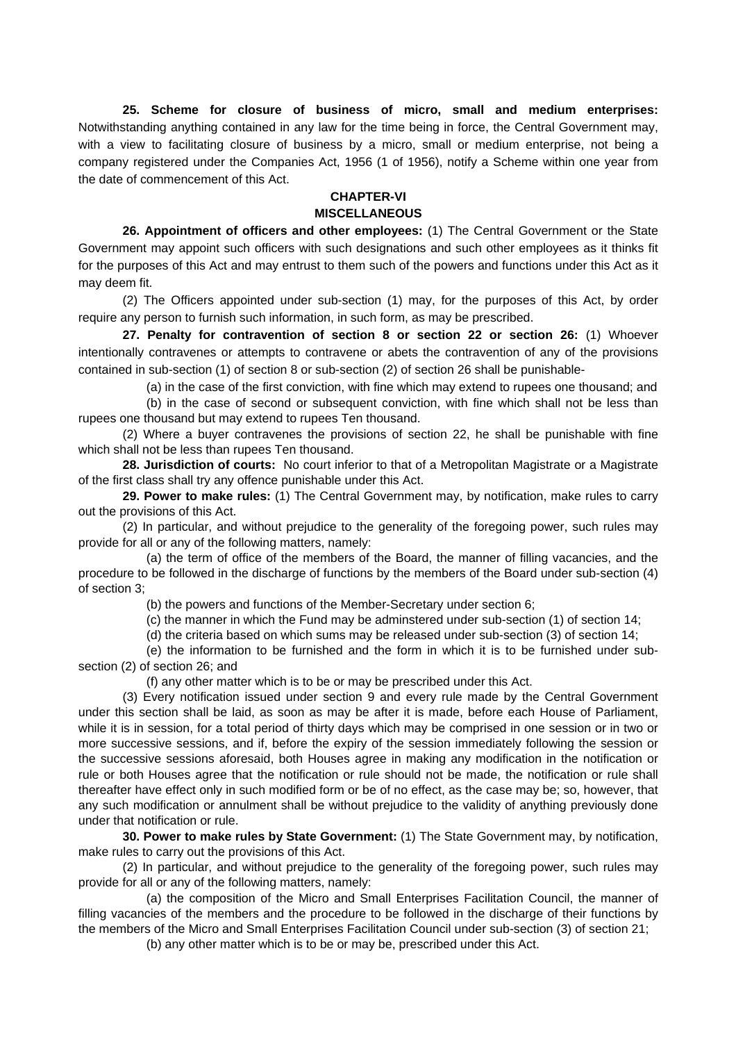**25. Scheme for closure of business of micro, small and medium enterprises:** Notwithstanding anything contained in any law for the time being in force, the Central Government may, with a view to facilitating closure of business by a micro, small or medium enterprise, not being a company registered under the Companies Act, 1956 (1 of 1956), notify a Scheme within one year from the date of commencement of this Act.

## CHAPTER-VI
## MISCELLANEOUS

**26. Appointment of officers and other employees:** (1) The Central Government or the State Government may appoint such officers with such designations and such other employees as it thinks fit for the purposes of this Act and may entrust to them such of the powers and functions under this Act as it may deem fit.

(2) The Officers appointed under sub-section (1) may, for the purposes of this Act, by order require any person to furnish such information, in such form, as may be prescribed.

**27. Penalty for contravention of section 8 or section 22 or section 26:** (1) Whoever intentionally contravenes or attempts to contravene or abets the contravention of any of the provisions contained in sub-section (1) of section 8 or sub-section (2) of section 26 shall be punishable-

(a) in the case of the first conviction, with fine which may extend to rupees one thousand; and

(b) in the case of second or subsequent conviction, with fine which shall not be less than rupees one thousand but may extend to rupees Ten thousand.

(2) Where a buyer contravenes the provisions of section 22, he shall be punishable with fine which shall not be less than rupees Ten thousand.

**28. Jurisdiction of courts:** No court inferior to that of a Metropolitan Magistrate or a Magistrate of the first class shall try any offence punishable under this Act.

**29. Power to make rules:** (1) The Central Government may, by notification, make rules to carry out the provisions of this Act.

(2) In particular, and without prejudice to the generality of the foregoing power, such rules may provide for all or any of the following matters, namely:

(a) the term of office of the members of the Board, the manner of filling vacancies, and the procedure to be followed in the discharge of functions by the members of the Board under sub-section (4) of section 3;

(b) the powers and functions of the Member-Secretary under section 6;

(c) the manner in which the Fund may be adminstered under sub-section (1) of section 14;

(d) the criteria based on which sums may be released under sub-section (3) of section 14;

(e) the information to be furnished and the form in which it is to be furnished under sub-section (2) of section 26; and

(f) any other matter which is to be or may be prescribed under this Act.

(3) Every notification issued under section 9 and every rule made by the Central Government under this section shall be laid, as soon as may be after it is made, before each House of Parliament, while it is in session, for a total period of thirty days which may be comprised in one session or in two or more successive sessions, and if, before the expiry of the session immediately following the session or the successive sessions aforesaid, both Houses agree in making any modification in the notification or rule or both Houses agree that the notification or rule should not be made, the notification or rule shall thereafter have effect only in such modified form or be of no effect, as the case may be; so, however, that any such modification or annulment shall be without prejudice to the validity of anything previously done under that notification or rule.

**30. Power to make rules by State Government:** (1) The State Government may, by notification, make rules to carry out the provisions of this Act.

(2) In particular, and without prejudice to the generality of the foregoing power, such rules may provide for all or any of the following matters, namely:

(a) the composition of the Micro and Small Enterprises Facilitation Council, the manner of filling vacancies of the members and the procedure to be followed in the discharge of their functions by the members of the Micro and Small Enterprises Facilitation Council under sub-section (3) of section 21;

(b) any other matter which is to be or may be, prescribed under this Act.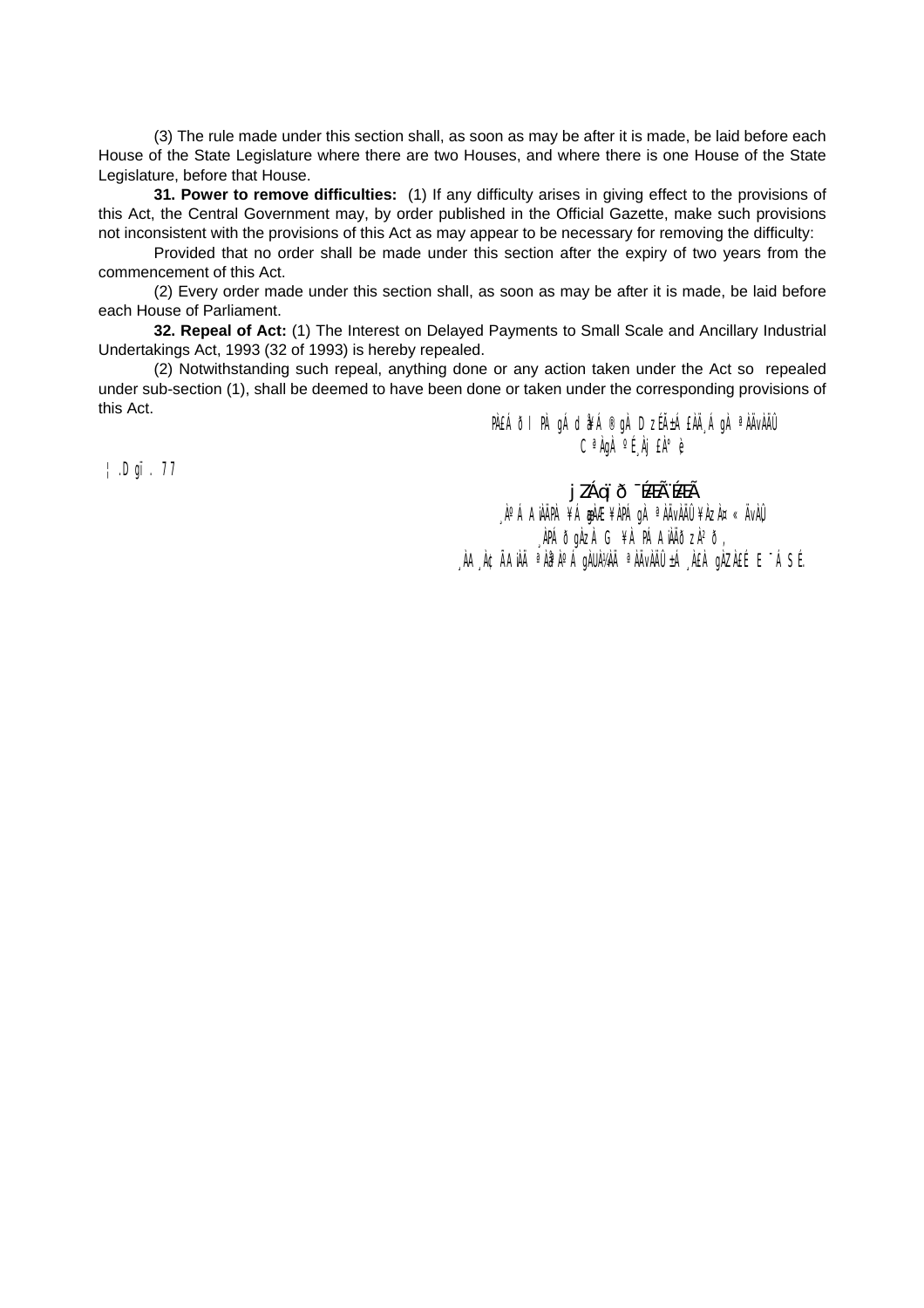(3) The rule made under this section shall, as soon as may be after it is made, be laid before each House of the State Legislature where there are two Houses, and where there is one House of the State Legislature, before that House.

**31. Power to remove difficulties:** (1) If any difficulty arises in giving effect to the provisions of this Act, the Central Government may, by order published in the Official Gazette, make such provisions not inconsistent with the provisions of this Act as may appear to be necessary for removing the difficulty:

Provided that no order shall be made under this section after the expiry of two years from the commencement of this Act.

(2) Every order made under this section shall, as soon as may be after it is made, be laid before each House of Parliament.

**32. Repeal of Act:** (1) The Interest on Delayed Payments to Small Scale and Ancillary Industrial Undertakings Act, 1993 (32 of 1993) is hereby repealed.

(2) Notwithstanding such repeal, anything done or any action taken under the Act so repealed under sub-section (1), shall be deemed to have been done or taken under the corresponding provisions of this Act.

PÀ£ÁðlPÀ gÁdå¥Á®gÀ DzÉñÁ£ÀÄ¸ÁgÀ ªÀÄvÀÄÛ
CªÀgÀ ºÉ¸Àj£À°è

¦.Dgï. 77

jZÁqïð ¯ÉÆÃ¨ÉÆÃ
¸ÀPÁðgÀzÀ ¥ÀzÀ¤«ÄvÀ C¥ÀgÀ PÁAiÀÄzÀ²ð,
¸ÀA¸À¢ÃAiÀÄ ªÀåªÀºÁgÀUÀ¼ÀÄ ªÀÄvÀÄÛ ±Á¸À£À gÀZÀ£É E¯ÁSÉ.